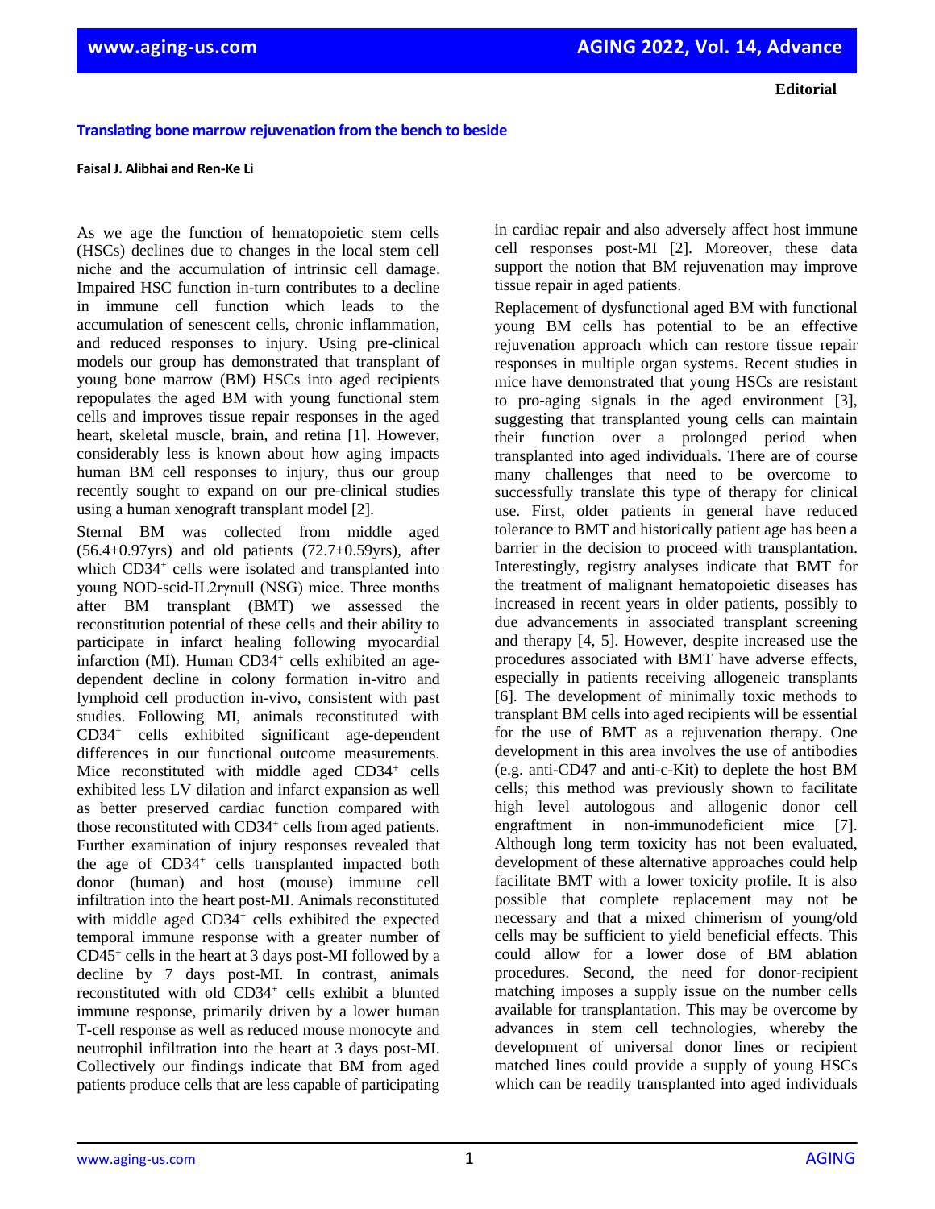**Editorial**

# Translating bone marrow rejuvenation from the bench to beside

**Faisal J. Alibhai and Ren-Ke Li**

As we age the function of hematopoietic stem cells (HSCs) declines due to changes in the local stem cell niche and the accumulation of intrinsic cell damage. Impaired HSC function in-turn contributes to a decline in immune cell function which leads to the accumulation of senescent cells, chronic inflammation, and reduced responses to injury. Using pre-clinical models our group has demonstrated that transplant of young bone marrow (BM) HSCs into aged recipients repopulates the aged BM with young functional stem cells and improves tissue repair responses in the aged heart, skeletal muscle, brain, and retina [1]. However, considerably less is known about how aging impacts human BM cell responses to injury, thus our group recently sought to expand on our pre-clinical studies using a human xenograft transplant model [2].

Sternal BM was collected from middle aged (56.4±0.97yrs) and old patients (72.7±0.59yrs), after which $CD34^+$ cells were isolated and transplanted into young NOD-scid-IL2rγnull (NSG) mice. Three months after BM transplant (BMT) we assessed the reconstitution potential of these cells and their ability to participate in infarct healing following myocardial infarction (MI). Human $CD34^+$ cells exhibited an age-dependent decline in colony formation in-vitro and lymphoid cell production in-vivo, consistent with past studies. Following MI, animals reconstituted with $CD34^+$ cells exhibited significant age-dependent differences in our functional outcome measurements. Mice reconstituted with middle aged $CD34^+$ cells exhibited less LV dilation and infarct expansion as well as better preserved cardiac function compared with those reconstituted with $CD34^+$ cells from aged patients. Further examination of injury responses revealed that the age of $CD34^+$ cells transplanted impacted both donor (human) and host (mouse) immune cell infiltration into the heart post-MI. Animals reconstituted with middle aged $CD34^+$ cells exhibited the expected temporal immune response with a greater number of $CD45^+$ cells in the heart at 3 days post-MI followed by a decline by 7 days post-MI. In contrast, animals reconstituted with old $CD34^+$ cells exhibit a blunted immune response, primarily driven by a lower human T-cell response as well as reduced mouse monocyte and neutrophil infiltration into the heart at 3 days post-MI. Collectively our findings indicate that BM from aged patients produce cells that are less capable of participating in cardiac repair and also adversely affect host immune cell responses post-MI [2]. Moreover, these data support the notion that BM rejuvenation may improve tissue repair in aged patients.

Replacement of dysfunctional aged BM with functional young BM cells has potential to be an effective rejuvenation approach which can restore tissue repair responses in multiple organ systems. Recent studies in mice have demonstrated that young HSCs are resistant to pro-aging signals in the aged environment [3], suggesting that transplanted young cells can maintain their function over a prolonged period when transplanted into aged individuals. There are of course many challenges that need to be overcome to successfully translate this type of therapy for clinical use. First, older patients in general have reduced tolerance to BMT and historically patient age has been a barrier in the decision to proceed with transplantation. Interestingly, registry analyses indicate that BMT for the treatment of malignant hematopoietic diseases has increased in recent years in older patients, possibly to due advancements in associated transplant screening and therapy [4, 5]. However, despite increased use the procedures associated with BMT have adverse effects, especially in patients receiving allogeneic transplants [6]. The development of minimally toxic methods to transplant BM cells into aged recipients will be essential for the use of BMT as a rejuvenation therapy. One development in this area involves the use of antibodies (e.g. anti-CD47 and anti-c-Kit) to deplete the host BM cells; this method was previously shown to facilitate high level autologous and allogenic donor cell engraftment in non-immunodeficient mice [7]. Although long term toxicity has not been evaluated, development of these alternative approaches could help facilitate BMT with a lower toxicity profile. It is also possible that complete replacement may not be necessary and that a mixed chimerism of young/old cells may be sufficient to yield beneficial effects. This could allow for a lower dose of BM ablation procedures. Second, the need for donor-recipient matching imposes a supply issue on the number cells available for transplantation. This may be overcome by advances in stem cell technologies, whereby the development of universal donor lines or recipient matched lines could provide a supply of young HSCs which can be readily transplanted into aged individuals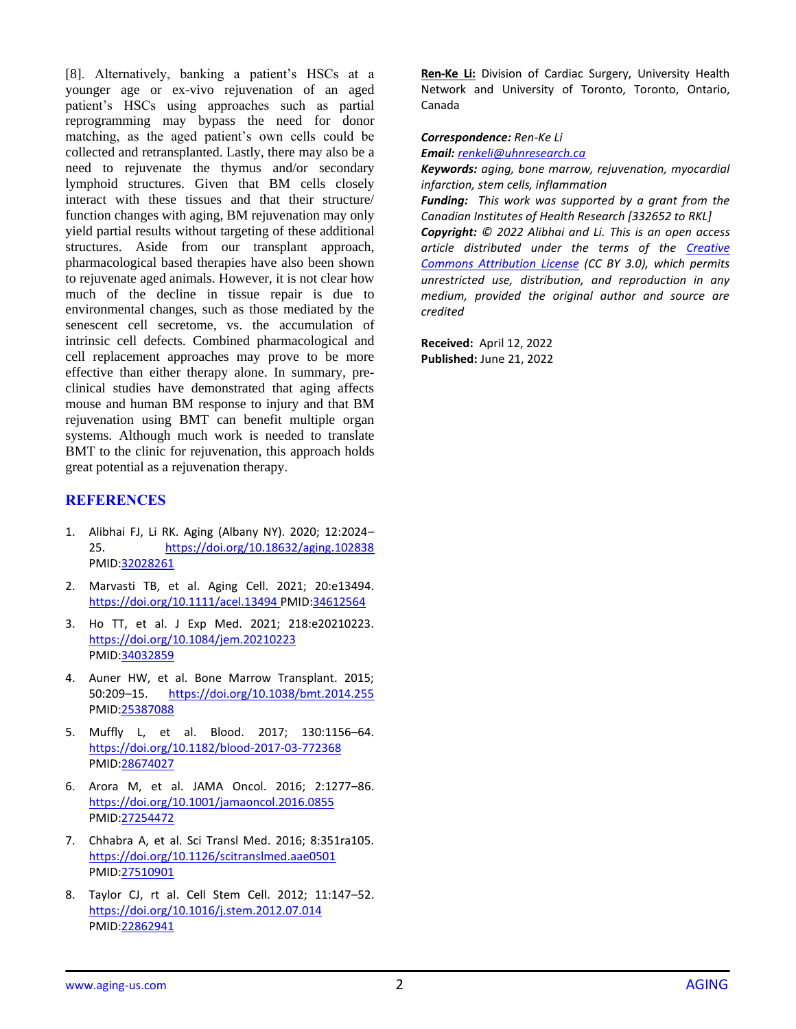[8]. Alternatively, banking a patient's HSCs at a younger age or ex-vivo rejuvenation of an aged patient's HSCs using approaches such as partial reprogramming may bypass the need for donor matching, as the aged patient's own cells could be collected and retransplanted. Lastly, there may also be a need to rejuvenate the thymus and/or secondary lymphoid structures. Given that BM cells closely interact with these tissues and that their structure/ function changes with aging, BM rejuvenation may only yield partial results without targeting of these additional structures. Aside from our transplant approach, pharmacological based therapies have also been shown to rejuvenate aged animals. However, it is not clear how much of the decline in tissue repair is due to environmental changes, such as those mediated by the senescent cell secretome, vs. the accumulation of intrinsic cell defects. Combined pharmacological and cell replacement approaches may prove to be more effective than either therapy alone. In summary, pre-clinical studies have demonstrated that aging affects mouse and human BM response to injury and that BM rejuvenation using BMT can benefit multiple organ systems. Although much work is needed to translate BMT to the clinic for rejuvenation, this approach holds great potential as a rejuvenation therapy.

## REFERENCES

1. Alibhai FJ, Li RK. Aging (Albany NY). 2020; 12:2024–25. https://doi.org/10.18632/aging.102838 PMID:32028261
2. Marvasti TB, et al. Aging Cell. 2021; 20:e13494. https://doi.org/10.1111/acel.13494 PMID:34612564
3. Ho TT, et al. J Exp Med. 2021; 218:e20210223. https://doi.org/10.1084/jem.20210223 PMID:34032859
4. Auner HW, et al. Bone Marrow Transplant. 2015; 50:209–15. https://doi.org/10.1038/bmt.2014.255 PMID:25387088
5. Muffly L, et al. Blood. 2017; 130:1156–64. https://doi.org/10.1182/blood-2017-03-772368 PMID:28674027
6. Arora M, et al. JAMA Oncol. 2016; 2:1277–86. https://doi.org/10.1001/jamaoncol.2016.0855 PMID:27254472
7. Chhabra A, et al. Sci Transl Med. 2016; 8:351ra105. https://doi.org/10.1126/scitranslmed.aae0501 PMID:27510901
8. Taylor CJ, rt al. Cell Stem Cell. 2012; 11:147–52. https://doi.org/10.1016/j.stem.2012.07.014 PMID:22862941

**Ren-Ke Li:** Division of Cardiac Surgery, University Health Network and University of Toronto, Toronto, Ontario, Canada

***Correspondence:*** *Ren-Ke Li*
***Email:*** *renkeli@uhnresearch.ca*
***Keywords:*** *aging, bone marrow, rejuvenation, myocardial infarction, stem cells, inflammation*
***Funding:*** *This work was supported by a grant from the Canadian Institutes of Health Research [332652 to RKL]*
***Copyright:*** *© 2022 Alibhai and Li. This is an open access article distributed under the terms of the Creative Commons Attribution License (CC BY 3.0), which permits unrestricted use, distribution, and reproduction in any medium, provided the original author and source are credited*

**Received:** April 12, 2022
**Published:** June 21, 2022